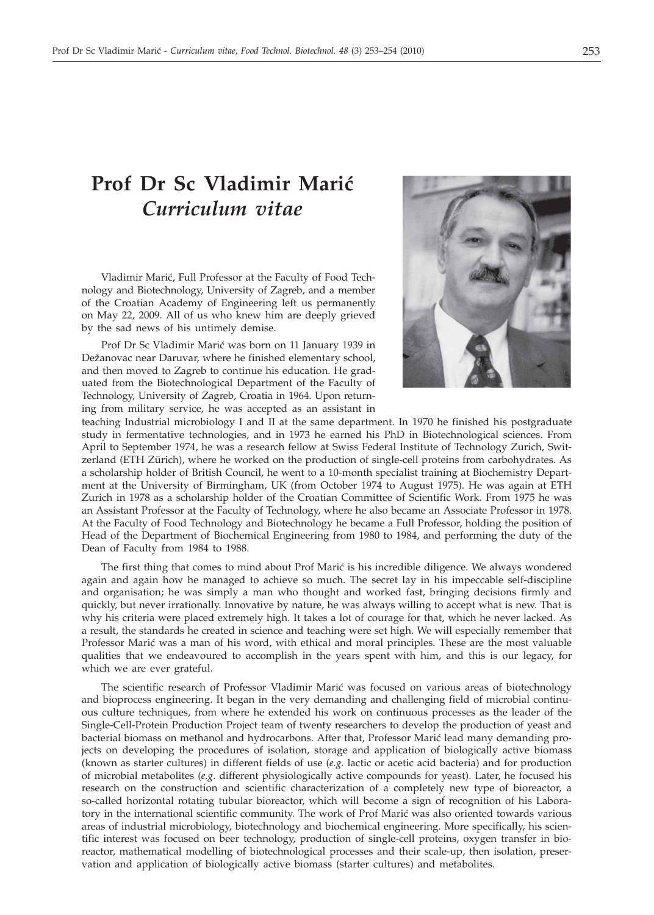# Prof Dr Sc Vladimir Marić
## *Curriculum vitae*

Vladimir Marić, Full Professor at the Faculty of Food Technology and Biotechnology, University of Zagreb, and a member of the Croatian Academy of Engineering left us permanently on May 22, 2009. All of us who knew him are deeply grieved by the sad news of his untimely demise.

Prof Dr Sc Vladimir Marić was born on 11 January 1939 in Dežanovac near Daruvar, where he finished elementary school, and then moved to Zagreb to continue his education. He graduated from the Biotechnological Department of the Faculty of Technology, University of Zagreb, Croatia in 1964. Upon returning from military service, he was accepted as an assistant in teaching Industrial microbiology I and II at the same department. In 1970 he finished his postgraduate study in fermentative technologies, and in 1973 he earned his PhD in Biotechnological sciences. From April to September 1974, he was a research fellow at Swiss Federal Institute of Technology Zurich, Switzerland (ETH Zürich), where he worked on the production of single-cell proteins from carbohydrates. As a scholarship holder of British Council, he went to a 10-month specialist training at Biochemistry Department at the University of Birmingham, UK (from October 1974 to August 1975). He was again at ETH Zurich in 1978 as a scholarship holder of the Croatian Committee of Scientific Work. From 1975 he was an Assistant Professor at the Faculty of Technology, where he also became an Associate Professor in 1978. At the Faculty of Food Technology and Biotechnology he became a Full Professor, holding the position of Head of the Department of Biochemical Engineering from 1980 to 1984, and performing the duty of the Dean of Faculty from 1984 to 1988.

The first thing that comes to mind about Prof Marić is his incredible diligence. We always wondered again and again how he managed to achieve so much. The secret lay in his impeccable self-discipline and organisation; he was simply a man who thought and worked fast, bringing decisions firmly and quickly, but never irrationally. Innovative by nature, he was always willing to accept what is new. That is why his criteria were placed extremely high. It takes a lot of courage for that, which he never lacked. As a result, the standards he created in science and teaching were set high. We will especially remember that Professor Marić was a man of his word, with ethical and moral principles. These are the most valuable qualities that we endeavoured to accomplish in the years spent with him, and this is our legacy, for which we are ever grateful.

The scientific research of Professor Vladimir Marić was focused on various areas of biotechnology and bioprocess engineering. It began in the very demanding and challenging field of microbial continuous culture techniques, from where he extended his work on continuous processes as the leader of the Single-Cell-Protein Production Project team of twenty researchers to develop the production of yeast and bacterial biomass on methanol and hydrocarbons. After that, Professor Marić lead many demanding projects on developing the procedures of isolation, storage and application of biologically active biomass (known as starter cultures) in different fields of use (*e.g.* lactic or acetic acid bacteria) and for production of microbial metabolites (*e.g.* different physiologically active compounds for yeast). Later, he focused his research on the construction and scientific characterization of a completely new type of bioreactor, a so-called horizontal rotating tubular bioreactor, which will become a sign of recognition of his Laboratory in the international scientific community. The work of Prof Marić was also oriented towards various areas of industrial microbiology, biotechnology and biochemical engineering. More specifically, his scientific interest was focused on beer technology, production of single-cell proteins, oxygen transfer in bioreactor, mathematical modelling of biotechnological processes and their scale-up, then isolation, preservation and application of biologically active biomass (starter cultures) and metabolites.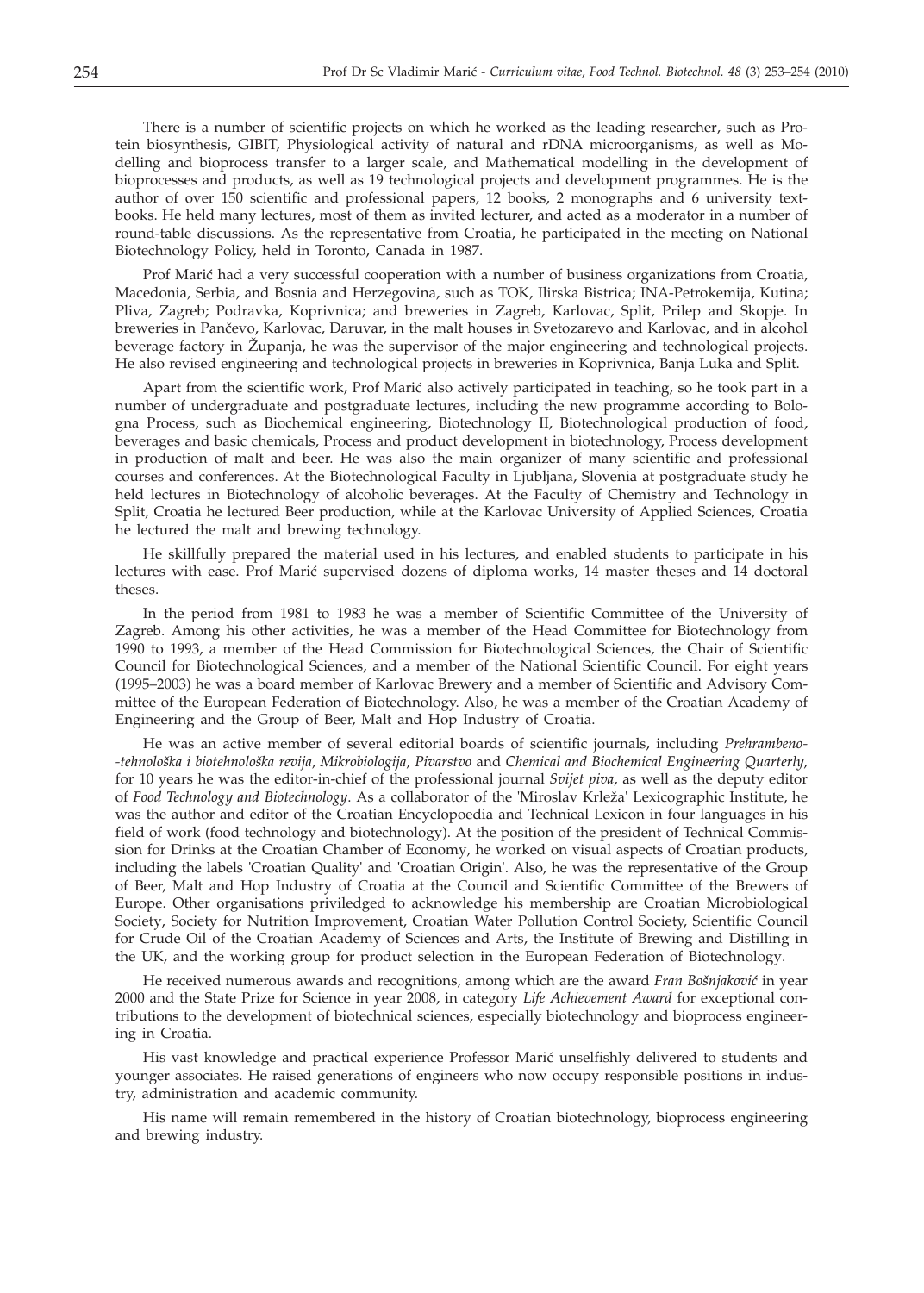There is a number of scientific projects on which he worked as the leading researcher, such as Protein biosynthesis, GIBIT, Physiological activity of natural and rDNA microorganisms, as well as Modelling and bioprocess transfer to a larger scale, and Mathematical modelling in the development of bioprocesses and products, as well as 19 technological projects and development programmes. He is the author of over 150 scientific and professional papers, 12 books, 2 monographs and 6 university textbooks. He held many lectures, most of them as invited lecturer, and acted as a moderator in a number of round-table discussions. As the representative from Croatia, he participated in the meeting on National Biotechnology Policy, held in Toronto, Canada in 1987.

Prof Marić had a very successful cooperation with a number of business organizations from Croatia, Macedonia, Serbia, and Bosnia and Herzegovina, such as TOK, Ilirska Bistrica; INA-Petrokemija, Kutina; Pliva, Zagreb; Podravka, Koprivnica; and breweries in Zagreb, Karlovac, Split, Prilep and Skopje. In breweries in Pančevo, Karlovac, Daruvar, in the malt houses in Svetozarevo and Karlovac, and in alcohol beverage factory in Županja, he was the supervisor of the major engineering and technological projects. He also revised engineering and technological projects in breweries in Koprivnica, Banja Luka and Split.

Apart from the scientific work, Prof Marić also actively participated in teaching, so he took part in a number of undergraduate and postgraduate lectures, including the new programme according to Bologna Process, such as Biochemical engineering, Biotechnology II, Biotechnological production of food, beverages and basic chemicals, Process and product development in biotechnology, Process development in production of malt and beer. He was also the main organizer of many scientific and professional courses and conferences. At the Biotechnological Faculty in Ljubljana, Slovenia at postgraduate study he held lectures in Biotechnology of alcoholic beverages. At the Faculty of Chemistry and Technology in Split, Croatia he lectured Beer production, while at the Karlovac University of Applied Sciences, Croatia he lectured the malt and brewing technology.

He skillfully prepared the material used in his lectures, and enabled students to participate in his lectures with ease. Prof Marić supervised dozens of diploma works, 14 master theses and 14 doctoral theses.

In the period from 1981 to 1983 he was a member of Scientific Committee of the University of Zagreb. Among his other activities, he was a member of the Head Committee for Biotechnology from 1990 to 1993, a member of the Head Commission for Biotechnological Sciences, the Chair of Scientific Council for Biotechnological Sciences, and a member of the National Scientific Council. For eight years (1995–2003) he was a board member of Karlovac Brewery and a member of Scientific and Advisory Committee of the European Federation of Biotechnology. Also, he was a member of the Croatian Academy of Engineering and the Group of Beer, Malt and Hop Industry of Croatia.

He was an active member of several editorial boards of scientific journals, including *Prehrambeno--tehnološka i biotehnološka revija*, *Mikrobiologija*, *Pivarstvo* and *Chemical and Biochemical Engineering Quarterly*, for 10 years he was the editor-in-chief of the professional journal *Svijet piva*, as well as the deputy editor of *Food Technology and Biotechnology*. As a collaborator of the 'Miroslav Krleža' Lexicographic Institute, he was the author and editor of the Croatian Encyclopoedia and Technical Lexicon in four languages in his field of work (food technology and biotechnology). At the position of the president of Technical Commission for Drinks at the Croatian Chamber of Economy, he worked on visual aspects of Croatian products, including the labels 'Croatian Quality' and 'Croatian Origin'. Also, he was the representative of the Group of Beer, Malt and Hop Industry of Croatia at the Council and Scientific Committee of the Brewers of Europe. Other organisations priviledged to acknowledge his membership are Croatian Microbiological Society, Society for Nutrition Improvement, Croatian Water Pollution Control Society, Scientific Council for Crude Oil of the Croatian Academy of Sciences and Arts, the Institute of Brewing and Distilling in the UK, and the working group for product selection in the European Federation of Biotechnology.

He received numerous awards and recognitions, among which are the award *Fran Bošnjaković* in year 2000 and the State Prize for Science in year 2008, in category *Life Achievement Award* for exceptional contributions to the development of biotechnical sciences, especially biotechnology and bioprocess engineering in Croatia.

His vast knowledge and practical experience Professor Marić unselfishly delivered to students and younger associates. He raised generations of engineers who now occupy responsible positions in industry, administration and academic community.

His name will remain remembered in the history of Croatian biotechnology, bioprocess engineering and brewing industry.